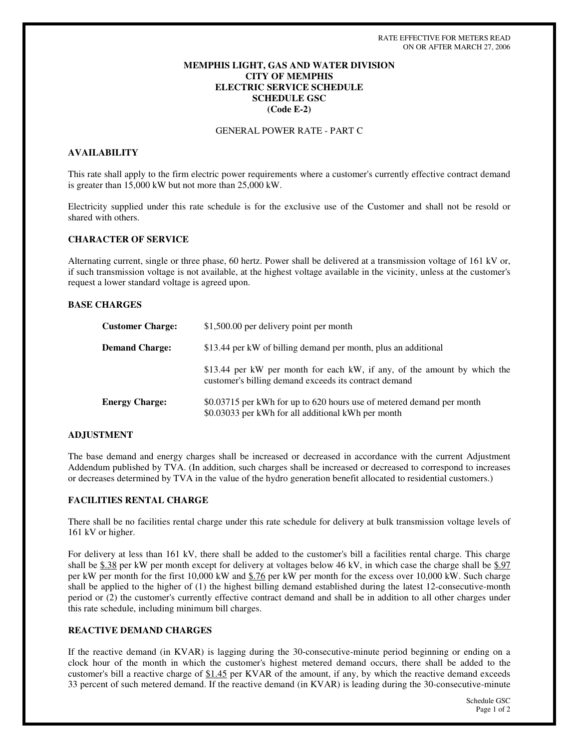RATE EFFECTIVE FOR METERS READ
ON OR AFTER MARCH 27, 2006

# MEMPHIS LIGHT, GAS AND WATER DIVISION
# CITY OF MEMPHIS
# ELECTRIC SERVICE SCHEDULE
# SCHEDULE GSC
# (Code E-2)

GENERAL POWER RATE - PART C

## AVAILABILITY

This rate shall apply to the firm electric power requirements where a customer's currently effective contract demand is greater than 15,000 kW but not more than 25,000 kW.

Electricity supplied under this rate schedule is for the exclusive use of the Customer and shall not be resold or shared with others.

## CHARACTER OF SERVICE

Alternating current, single or three phase, 60 hertz. Power shall be delivered at a transmission voltage of 161 kV or, if such transmission voltage is not available, at the highest voltage available in the vicinity, unless at the customer's request a lower standard voltage is agreed upon.

## BASE CHARGES

**Customer Charge:** $1,500.00 per delivery point per month

**Demand Charge:** $13.44 per kW of billing demand per month, plus an additional

$13.44 per kW per month for each kW, if any, of the amount by which the customer's billing demand exceeds its contract demand

**Energy Charge:** $0.03715 per kWh for up to 620 hours use of metered demand per month
$0.03033 per kWh for all additional kWh per month

## ADJUSTMENT

The base demand and energy charges shall be increased or decreased in accordance with the current Adjustment Addendum published by TVA. (In addition, such charges shall be increased or decreased to correspond to increases or decreases determined by TVA in the value of the hydro generation benefit allocated to residential customers.)

## FACILITIES RENTAL CHARGE

There shall be no facilities rental charge under this rate schedule for delivery at bulk transmission voltage levels of 161 kV or higher.

For delivery at less than 161 kV, there shall be added to the customer's bill a facilities rental charge. This charge shall be $.38 per kW per month except for delivery at voltages below 46 kV, in which case the charge shall be $.97 per kW per month for the first 10,000 kW and $.76 per kW per month for the excess over 10,000 kW. Such charge shall be applied to the higher of (1) the highest billing demand established during the latest 12-consecutive-month period or (2) the customer's currently effective contract demand and shall be in addition to all other charges under this rate schedule, including minimum bill charges.

## REACTIVE DEMAND CHARGES

If the reactive demand (in KVAR) is lagging during the 30-consecutive-minute period beginning or ending on a clock hour of the month in which the customer's highest metered demand occurs, there shall be added to the customer's bill a reactive charge of $1.45 per KVAR of the amount, if any, by which the reactive demand exceeds 33 percent of such metered demand. If the reactive demand (in KVAR) is leading during the 30-consecutive-minute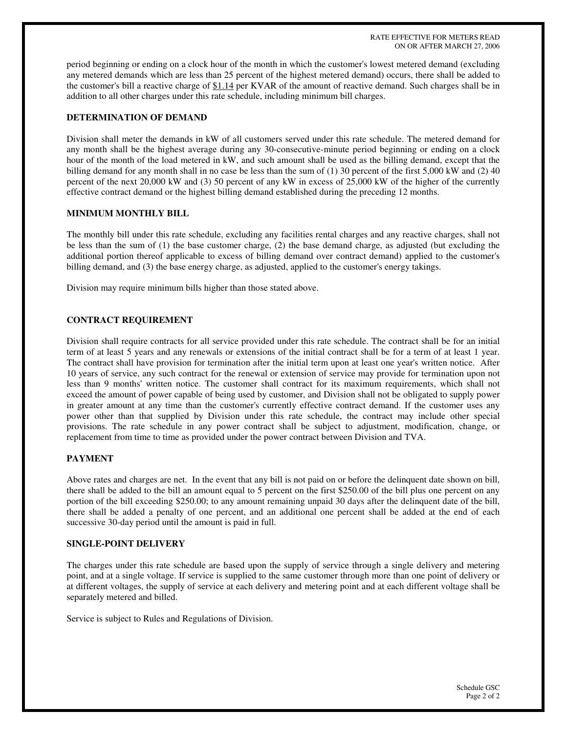period beginning or ending on a clock hour of the month in which the customer's lowest metered demand (excluding any metered demands which are less than 25 percent of the highest metered demand) occurs, there shall be added to the customer's bill a reactive charge of $1.14 per KVAR of the amount of reactive demand. Such charges shall be in addition to all other charges under this rate schedule, including minimum bill charges.

## DETERMINATION OF DEMAND

Division shall meter the demands in kW of all customers served under this rate schedule. The metered demand for any month shall be the highest average during any 30-consecutive-minute period beginning or ending on a clock hour of the month of the load metered in kW, and such amount shall be used as the billing demand, except that the billing demand for any month shall in no case be less than the sum of (1) 30 percent of the first 5,000 kW and (2) 40 percent of the next 20,000 kW and (3) 50 percent of any kW in excess of 25,000 kW of the higher of the currently effective contract demand or the highest billing demand established during the preceding 12 months.

## MINIMUM MONTHLY BILL

The monthly bill under this rate schedule, excluding any facilities rental charges and any reactive charges, shall not be less than the sum of (1) the base customer charge, (2) the base demand charge, as adjusted (but excluding the additional portion thereof applicable to excess of billing demand over contract demand) applied to the customer's billing demand, and (3) the base energy charge, as adjusted, applied to the customer's energy takings.

Division may require minimum bills higher than those stated above.

## CONTRACT REQUIREMENT

Division shall require contracts for all service provided under this rate schedule. The contract shall be for an initial term of at least 5 years and any renewals or extensions of the initial contract shall be for a term of at least 1 year. The contract shall have provision for termination after the initial term upon at least one year's written notice. After 10 years of service, any such contract for the renewal or extension of service may provide for termination upon not less than 9 months' written notice. The customer shall contract for its maximum requirements, which shall not exceed the amount of power capable of being used by customer, and Division shall not be obligated to supply power in greater amount at any time than the customer's currently effective contract demand. If the customer uses any power other than that supplied by Division under this rate schedule, the contract may include other special provisions. The rate schedule in any power contract shall be subject to adjustment, modification, change, or replacement from time to time as provided under the power contract between Division and TVA.

## PAYMENT

Above rates and charges are net. In the event that any bill is not paid on or before the delinquent date shown on bill, there shall be added to the bill an amount equal to 5 percent on the first $250.00 of the bill plus one percent on any portion of the bill exceeding $250.00; to any amount remaining unpaid 30 days after the delinquent date of the bill, there shall be added a penalty of one percent, and an additional one percent shall be added at the end of each successive 30-day period until the amount is paid in full.

## SINGLE-POINT DELIVERY

The charges under this rate schedule are based upon the supply of service through a single delivery and metering point, and at a single voltage. If service is supplied to the same customer through more than one point of delivery or at different voltages, the supply of service at each delivery and metering point and at each different voltage shall be separately metered and billed.

Service is subject to Rules and Regulations of Division.